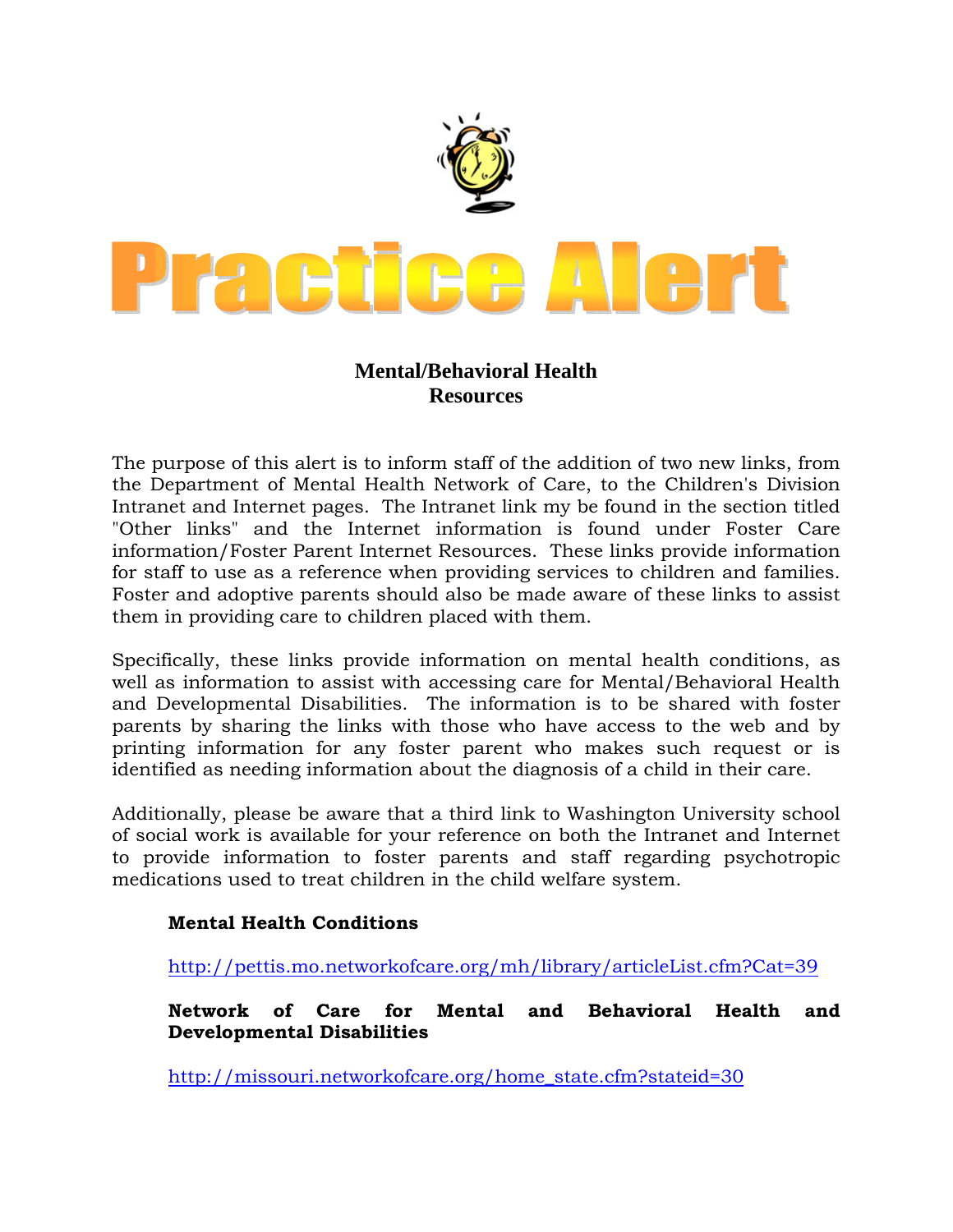# Practice Alert

## Mental/Behavioral Health Resources

The purpose of this alert is to inform staff of the addition of two new links, from the Department of Mental Health Network of Care, to the Children's Division Intranet and Internet pages. The Intranet link my be found in the section titled "Other links" and the Internet information is found under Foster Care information/Foster Parent Internet Resources. These links provide information for staff to use as a reference when providing services to children and families. Foster and adoptive parents should also be made aware of these links to assist them in providing care to children placed with them.

Specifically, these links provide information on mental health conditions, as well as information to assist with accessing care for Mental/Behavioral Health and Developmental Disabilities. The information is to be shared with foster parents by sharing the links with those who have access to the web and by printing information for any foster parent who makes such request or is identified as needing information about the diagnosis of a child in their care.

Additionally, please be aware that a third link to Washington University school of social work is available for your reference on both the Intranet and Internet to provide information to foster parents and staff regarding psychotropic medications used to treat children in the child welfare system.

**Mental Health Conditions**

http://pettis.mo.networkofcare.org/mh/library/articleList.cfm?Cat=39

**Network of Care for Mental and Behavioral Health and Developmental Disabilities**

http://missouri.networkofcare.org/home_state.cfm?stateid=30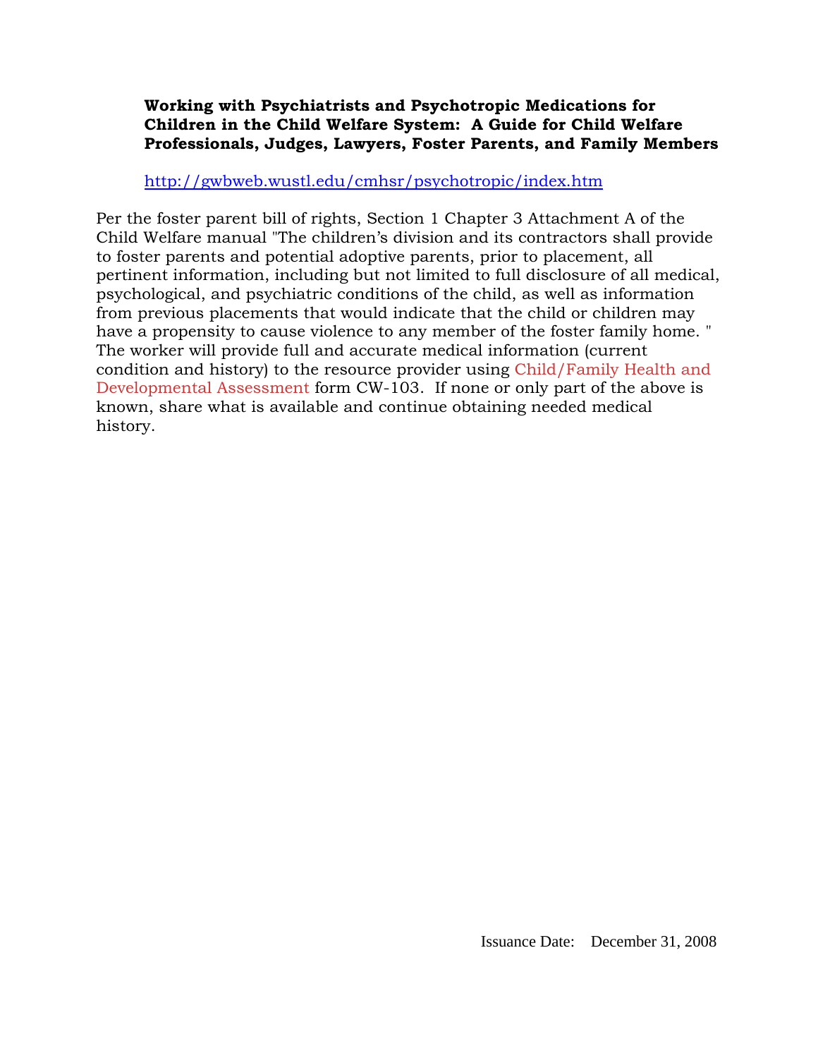**Working with Psychiatrists and Psychotropic Medications for Children in the Child Welfare System: A Guide for Child Welfare Professionals, Judges, Lawyers, Foster Parents, and Family Members**

http://gwbweb.wustl.edu/cmhsr/psychotropic/index.htm

Per the foster parent bill of rights, Section 1 Chapter 3 Attachment A of the Child Welfare manual "The children's division and its contractors shall provide to foster parents and potential adoptive parents, prior to placement, all pertinent information, including but not limited to full disclosure of all medical, psychological, and psychiatric conditions of the child, as well as information from previous placements that would indicate that the child or children may have a propensity to cause violence to any member of the foster family home. " The worker will provide full and accurate medical information (current condition and history) to the resource provider using Child/Family Health and Developmental Assessment form CW-103. If none or only part of the above is known, share what is available and continue obtaining needed medical history.

Issuance Date: December 31, 2008